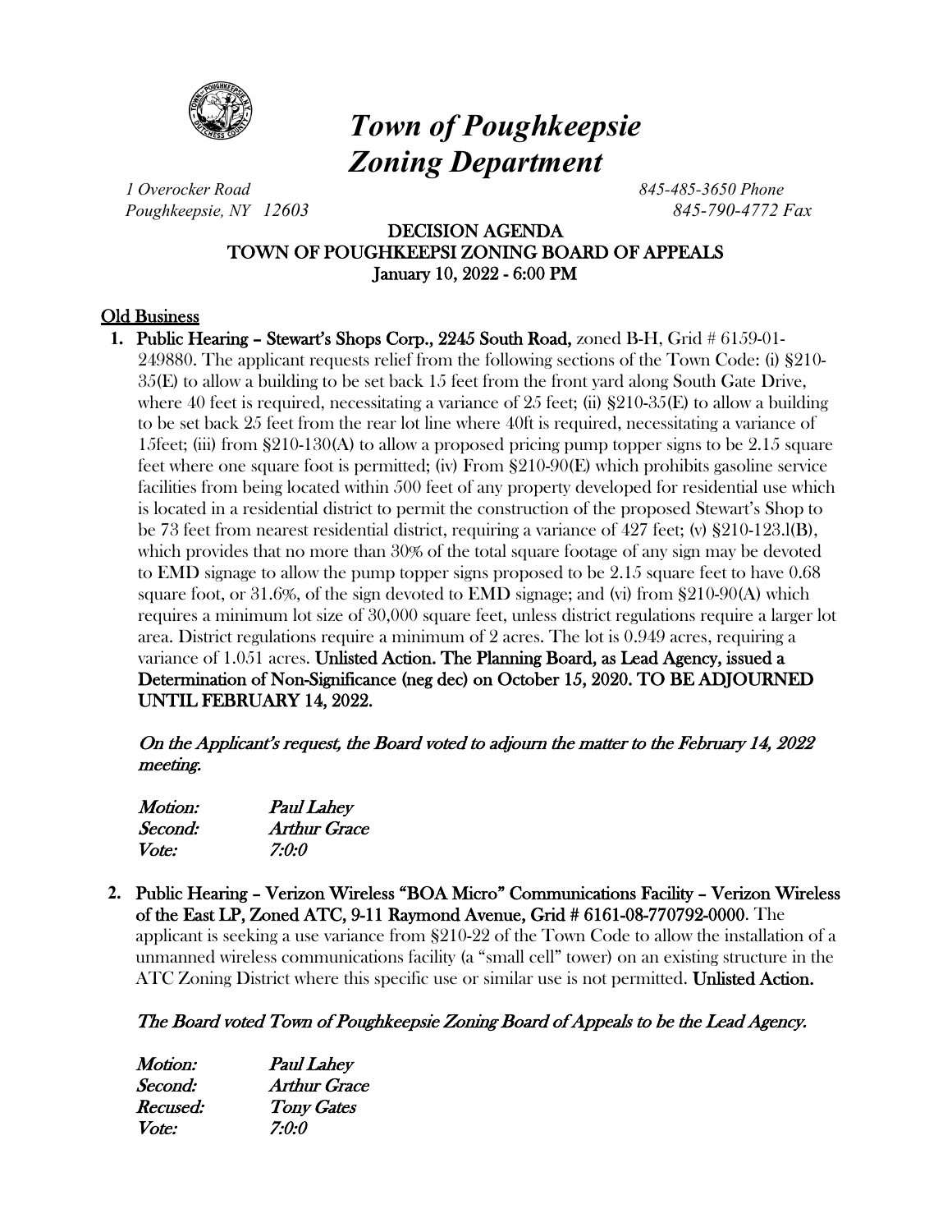# *Town of Poughkeepsie Zoning Department*

*1 Overocker Road*
*Poughkeepsie, NY 12603*

*845-485-3650 Phone*
*845-790-4772 Fax*

**DECISION AGENDA**
**TOWN OF POUGHKEEPSI ZONING BOARD OF APPEALS**
**January 10, 2022 - 6:00 PM**

## Old Business

1. **Public Hearing – Stewart's Shops Corp., 2245 South Road,** zoned B-H, Grid # 6159-01-249880. The applicant requests relief from the following sections of the Town Code: (i) §210-35(E) to allow a building to be set back 15 feet from the front yard along South Gate Drive, where 40 feet is required, necessitating a variance of 25 feet; (ii) §210-35(E) to allow a building to be set back 25 feet from the rear lot line where 40ft is required, necessitating a variance of 15feet; (iii) from §210-130(A) to allow a proposed pricing pump topper signs to be 2.15 square feet where one square foot is permitted; (iv) From §210-90(E) which prohibits gasoline service facilities from being located within 500 feet of any property developed for residential use which is located in a residential district to permit the construction of the proposed Stewart's Shop to be 73 feet from nearest residential district, requiring a variance of 427 feet; (v) §210-123.l(B), which provides that no more than 30% of the total square footage of any sign may be devoted to EMD signage to allow the pump topper signs proposed to be 2.15 square feet to have 0.68 square foot, or 31.6%, of the sign devoted to EMD signage; and (vi) from §210-90(A) which requires a minimum lot size of 30,000 square feet, unless district regulations require a larger lot area. District regulations require a minimum of 2 acres. The lot is 0.949 acres, requiring a variance of 1.051 acres. **Unlisted Action. The Planning Board, as Lead Agency, issued a Determination of Non-Significance (neg dec) on October 15, 2020. TO BE ADJOURNED UNTIL FEBRUARY 14, 2022.**

   *On the Applicant's request, the Board voted to adjourn the matter to the February 14, 2022 meeting.*

   *Motion:* *Paul Lahey*
   *Second:* *Arthur Grace*
   *Vote:* *7:0:0*

2. **Public Hearing – Verizon Wireless "BOA Micro" Communications Facility – Verizon Wireless of the East LP, Zoned ATC, 9-11 Raymond Avenue, Grid # 6161-08-770792-0000.** The applicant is seeking a use variance from §210-22 of the Town Code to allow the installation of a unmanned wireless communications facility (a "small cell" tower) on an existing structure in the ATC Zoning District where this specific use or similar use is not permitted. **Unlisted Action.**

   *The Board voted Town of Poughkeepsie Zoning Board of Appeals to be the Lead Agency.*

   *Motion:* *Paul Lahey*
   *Second:* *Arthur Grace*
   *Recused:* *Tony Gates*
   *Vote:* *7:0:0*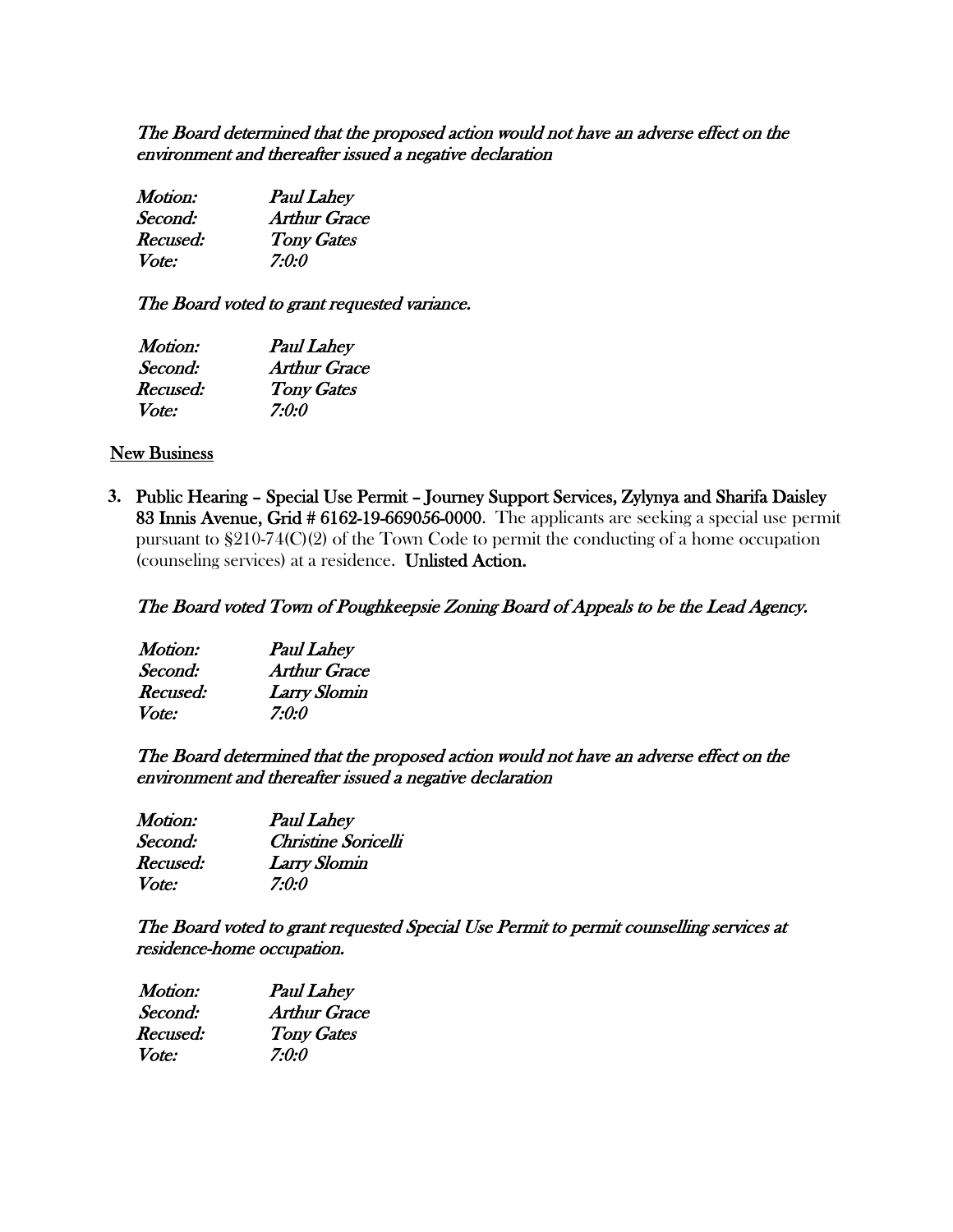*The Board determined that the proposed action would not have an adverse effect on the environment and thereafter issued a negative declaration*

*Motion:* *Paul Lahey*
*Second:* *Arthur Grace*
*Recused:* *Tony Gates*
*Vote:* *7:0:0*

*The Board voted to grant requested variance.*

*Motion:* *Paul Lahey*
*Second:* *Arthur Grace*
*Recused:* *Tony Gates*
*Vote:* *7:0:0*

<u>New Business</u>

3. **Public Hearing – Special Use Permit – Journey Support Services, Zylynya and Sharifa Daisley 83 Innis Avenue, Grid # 6162-19-669056-0000**. The applicants are seeking a special use permit pursuant to §210-74(C)(2) of the Town Code to permit the conducting of a home occupation (counseling services) at a residence. **Unlisted Action.**

*The Board voted Town of Poughkeepsie Zoning Board of Appeals to be the Lead Agency.*

*Motion:* *Paul Lahey*
*Second:* *Arthur Grace*
*Recused:* *Larry Slomin*
*Vote:* *7:0:0*

*The Board determined that the proposed action would not have an adverse effect on the environment and thereafter issued a negative declaration*

*Motion:* *Paul Lahey*
*Second:* *Christine Soricelli*
*Recused:* *Larry Slomin*
*Vote:* *7:0:0*

*The Board voted to grant requested Special Use Permit to permit counselling services at residence-home occupation.*

*Motion:* *Paul Lahey*
*Second:* *Arthur Grace*
*Recused:* *Tony Gates*
*Vote:* *7:0:0*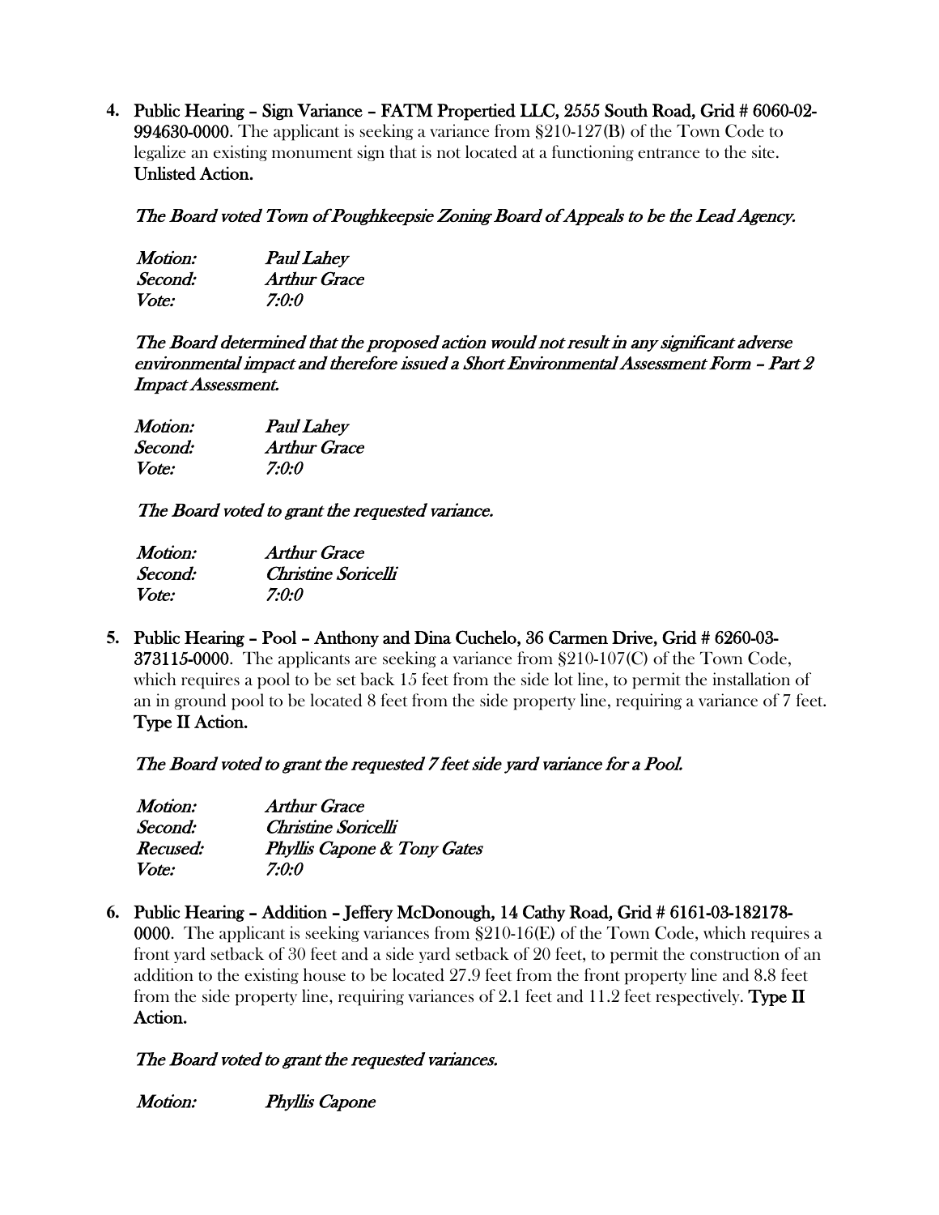4. **Public Hearing – Sign Variance – FATM Propertied LLC, 2555 South Road, Grid # 6060-02-994630-0000**. The applicant is seeking a variance from §210-127(B) of the Town Code to legalize an existing monument sign that is not located at a functioning entrance to the site. **Unlisted Action.**

   *The Board voted Town of Poughkeepsie Zoning Board of Appeals to be the Lead Agency.*

   | | |
   |---|---|
   | *Motion:* | *Paul Lahey* |
   | *Second:* | *Arthur Grace* |
   | *Vote:* | *7:0:0* |

   *The Board determined that the proposed action would not result in any significant adverse environmental impact and therefore issued a Short Environmental Assessment Form – Part 2 Impact Assessment.*

   | | |
   |---|---|
   | *Motion:* | *Paul Lahey* |
   | *Second:* | *Arthur Grace* |
   | *Vote:* | *7:0:0* |

   *The Board voted to grant the requested variance.*

   | | |
   |---|---|
   | *Motion:* | *Arthur Grace* |
   | *Second:* | *Christine Soricelli* |
   | *Vote:* | *7:0:0* |

5. **Public Hearing – Pool – Anthony and Dina Cuchelo, 36 Carmen Drive, Grid # 6260-03-373115-0000**. The applicants are seeking a variance from §210-107(C) of the Town Code, which requires a pool to be set back 15 feet from the side lot line, to permit the installation of an in ground pool to be located 8 feet from the side property line, requiring a variance of 7 feet. **Type II Action.**

   *The Board voted to grant the requested 7 feet side yard variance for a Pool.*

   | | |
   |---|---|
   | *Motion:* | *Arthur Grace* |
   | *Second:* | *Christine Soricelli* |
   | *Recused:* | *Phyllis Capone & Tony Gates* |
   | *Vote:* | *7:0:0* |

6. **Public Hearing – Addition – Jeffery McDonough, 14 Cathy Road, Grid # 6161-03-182178-0000**. The applicant is seeking variances from §210-16(E) of the Town Code, which requires a front yard setback of 30 feet and a side yard setback of 20 feet, to permit the construction of an addition to the existing house to be located 27.9 feet from the front property line and 8.8 feet from the side property line, requiring variances of 2.1 feet and 11.2 feet respectively. **Type II Action.**

   *The Board voted to grant the requested variances.*

   *Motion:* *Phyllis Capone*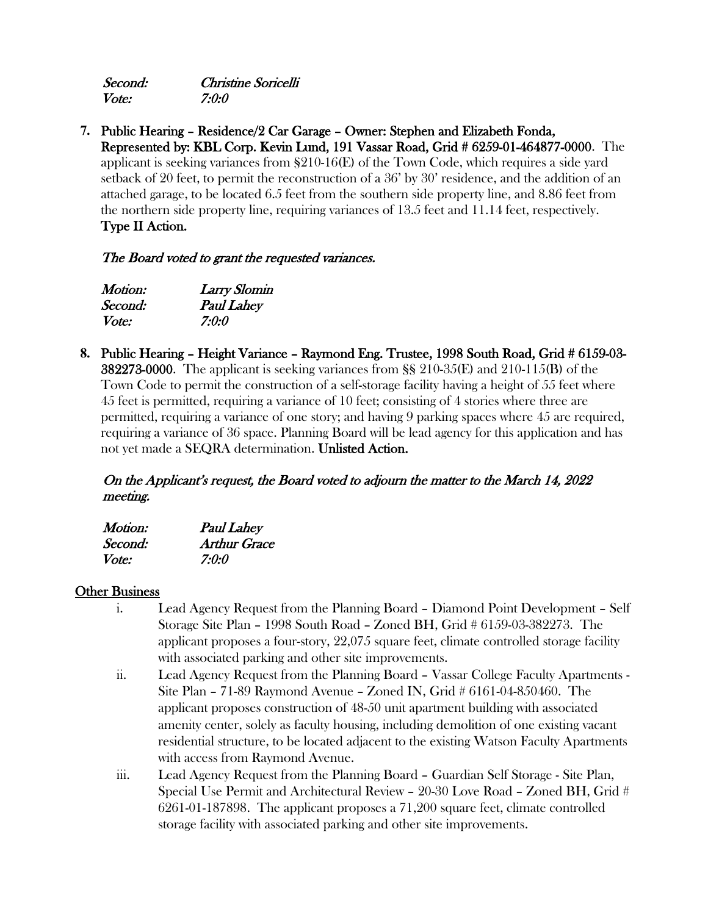*Second:* *Christine Soricelli*
*Vote:* *7:0:0*

7. **Public Hearing – Residence/2 Car Garage – Owner: Stephen and Elizabeth Fonda, Represented by: KBL Corp. Kevin Lund, 191 Vassar Road, Grid # 6259-01-464877-0000**. The applicant is seeking variances from §210-16(E) of the Town Code, which requires a side yard setback of 20 feet, to permit the reconstruction of a 36' by 30' residence, and the addition of an attached garage, to be located 6.5 feet from the southern side property line, and 8.86 feet from the northern side property line, requiring variances of 13.5 feet and 11.14 feet, respectively. **Type II Action.**

   *The Board voted to grant the requested variances.*

   *Motion:* *Larry Slomin*
   *Second:* *Paul Lahey*
   *Vote:* *7:0:0*

8. **Public Hearing – Height Variance – Raymond Eng. Trustee, 1998 South Road, Grid # 6159-03-382273-0000**. The applicant is seeking variances from §§ 210-35(E) and 210-115(B) of the Town Code to permit the construction of a self-storage facility having a height of 55 feet where 45 feet is permitted, requiring a variance of 10 feet; consisting of 4 stories where three are permitted, requiring a variance of one story; and having 9 parking spaces where 45 are required, requiring a variance of 36 space. Planning Board will be lead agency for this application and has not yet made a SEQRA determination. **Unlisted Action.**

   *On the Applicant's request, the Board voted to adjourn the matter to the March 14, 2022 meeting.*

   *Motion:* *Paul Lahey*
   *Second:* *Arthur Grace*
   *Vote:* *7:0:0*

**Other Business**

i. Lead Agency Request from the Planning Board – Diamond Point Development – Self Storage Site Plan – 1998 South Road – Zoned BH, Grid # 6159-03-382273. The applicant proposes a four-story, 22,075 square feet, climate controlled storage facility with associated parking and other site improvements.

ii. Lead Agency Request from the Planning Board – Vassar College Faculty Apartments - Site Plan – 71-89 Raymond Avenue – Zoned IN, Grid # 6161-04-850460. The applicant proposes construction of 48-50 unit apartment building with associated amenity center, solely as faculty housing, including demolition of one existing vacant residential structure, to be located adjacent to the existing Watson Faculty Apartments with access from Raymond Avenue.

iii. Lead Agency Request from the Planning Board – Guardian Self Storage - Site Plan, Special Use Permit and Architectural Review – 20-30 Love Road – Zoned BH, Grid # 6261-01-187898. The applicant proposes a 71,200 square feet, climate controlled storage facility with associated parking and other site improvements.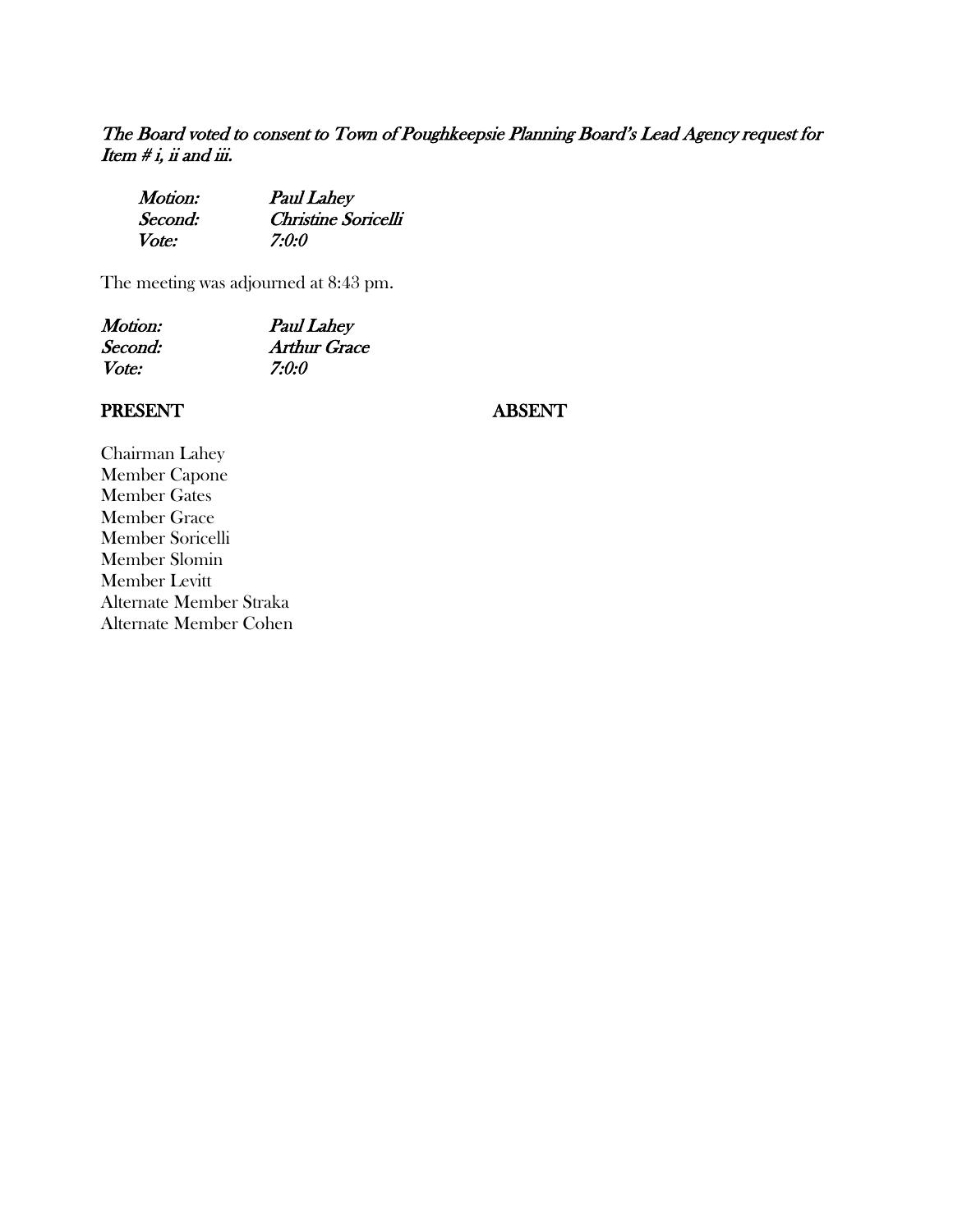*The Board voted to consent to Town of Poughkeepsie Planning Board's Lead Agency request for Item # i, ii and iii.*

| | |
|---|---|
| *Motion:* | *Paul Lahey* |
| *Second:* | *Christine Soricelli* |
| *Vote:* | *7:0:0* |

The meeting was adjourned at 8:43 pm.

| | |
|---|---|
| *Motion:* | *Paul Lahey* |
| *Second:* | *Arthur Grace* |
| *Vote:* | *7:0:0* |

| PRESENT | ABSENT |
|---|---|
| Chairman Lahey | |
| Member Capone | |
| Member Gates | |
| Member Grace | |
| Member Soricelli | |
| Member Slomin | |
| Member Levitt | |
| Alternate Member Straka | |
| Alternate Member Cohen | |